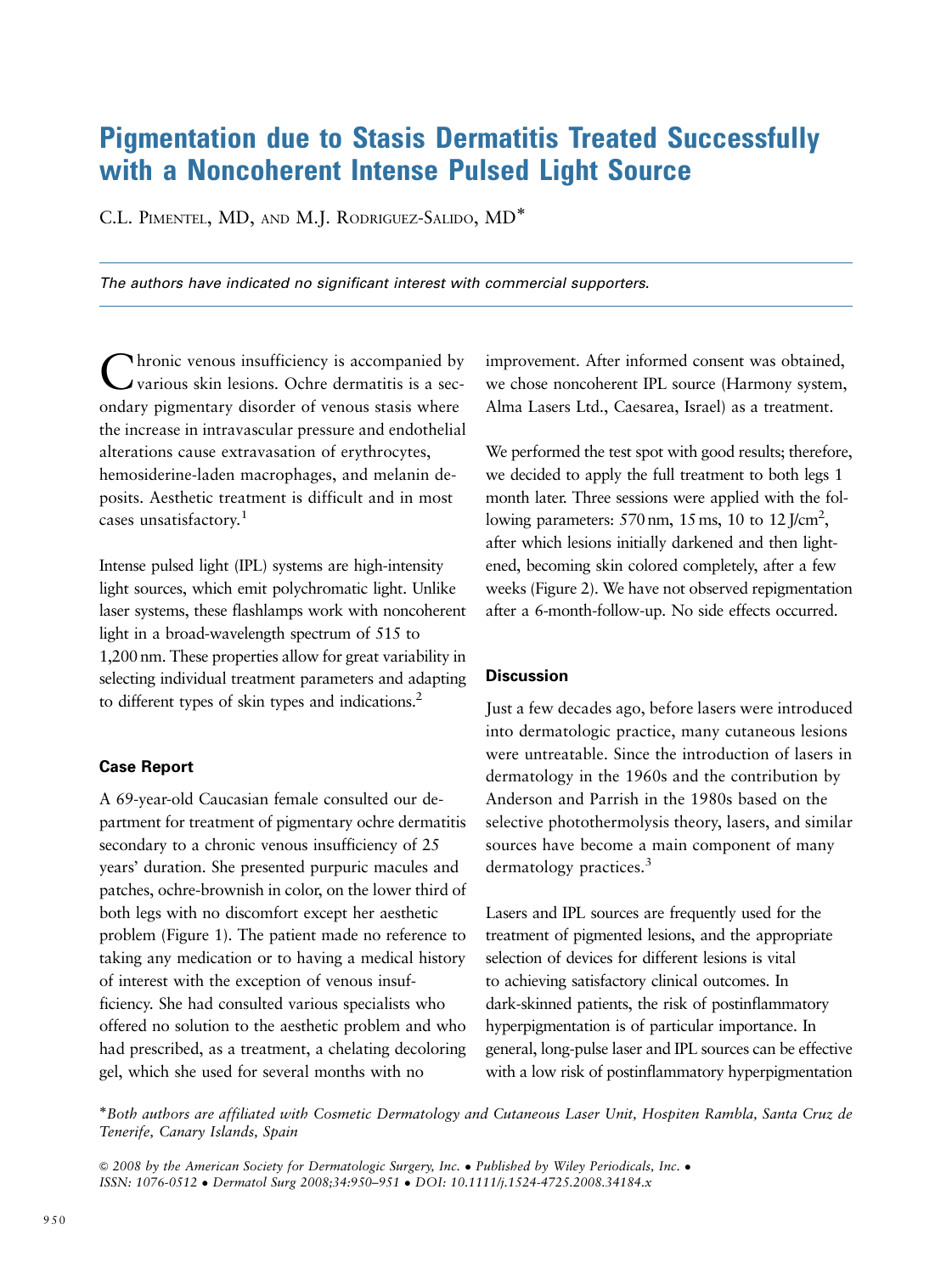# Pigmentation due to Stasis Dermatitis Treated Successfully with a Noncoherent Intense Pulsed Light Source

C.L. Pimentel, MD, and M.J. Rodriguez-Salido, MD*

*The authors have indicated no significant interest with commercial supporters.*

Chronic venous insufficiency is accompanied by various skin lesions. Ochre dermatitis is a secondary pigmentary disorder of venous stasis where the increase in intravascular pressure and endothelial alterations cause extravasation of erythrocytes, hemosiderine-laden macrophages, and melanin deposits. Aesthetic treatment is difficult and in most cases unsatisfactory.[1]

Intense pulsed light (IPL) systems are high-intensity light sources, which emit polychromatic light. Unlike laser systems, these flashlamps work with noncoherent light in a broad-wavelength spectrum of 515 to 1,200 nm. These properties allow for great variability in selecting individual treatment parameters and adapting to different types of skin types and indications.[2]

## Case Report

A 69-year-old Caucasian female consulted our department for treatment of pigmentary ochre dermatitis secondary to a chronic venous insufficiency of 25 years' duration. She presented purpuric macules and patches, ochre-brownish in color, on the lower third of both legs with no discomfort except her aesthetic problem (Figure 1). The patient made no reference to taking any medication or to having a medical history of interest with the exception of venous insufficiency. She had consulted various specialists who offered no solution to the aesthetic problem and who had prescribed, as a treatment, a chelating decoloring gel, which she used for several months with no improvement. After informed consent was obtained, we chose noncoherent IPL source (Harmony system, Alma Lasers Ltd., Caesarea, Israel) as a treatment.

We performed the test spot with good results; therefore, we decided to apply the full treatment to both legs 1 month later. Three sessions were applied with the following parameters: 570 nm, 15 ms, 10 to 12 J/cm$^2$, after which lesions initially darkened and then lightened, becoming skin colored completely, after a few weeks (Figure 2). We have not observed repigmentation after a 6-month-follow-up. No side effects occurred.

## Discussion

Just a few decades ago, before lasers were introduced into dermatologic practice, many cutaneous lesions were untreatable. Since the introduction of lasers in dermatology in the 1960s and the contribution by Anderson and Parrish in the 1980s based on the selective photothermolysis theory, lasers, and similar sources have become a main component of many dermatology practices.[3]

Lasers and IPL sources are frequently used for the treatment of pigmented lesions, and the appropriate selection of devices for different lesions is vital to achieving satisfactory clinical outcomes. In dark-skinned patients, the risk of postinflammatory hyperpigmentation is of particular importance. In general, long-pulse laser and IPL sources can be effective with a low risk of postinflammatory hyperpigmentation

*Both authors are affiliated with Cosmetic Dermatology and Cutaneous Laser Unit, Hospiten Rambla, Santa Cruz de Tenerife, Canary Islands, Spain

*© 2008 by the American Society for Dermatologic Surgery, Inc. • Published by Wiley Periodicals, Inc. • ISSN: 1076-0512 • Dermatol Surg 2008;34:950–951 • DOI: 10.1111/j.1524-4725.2008.34184.x*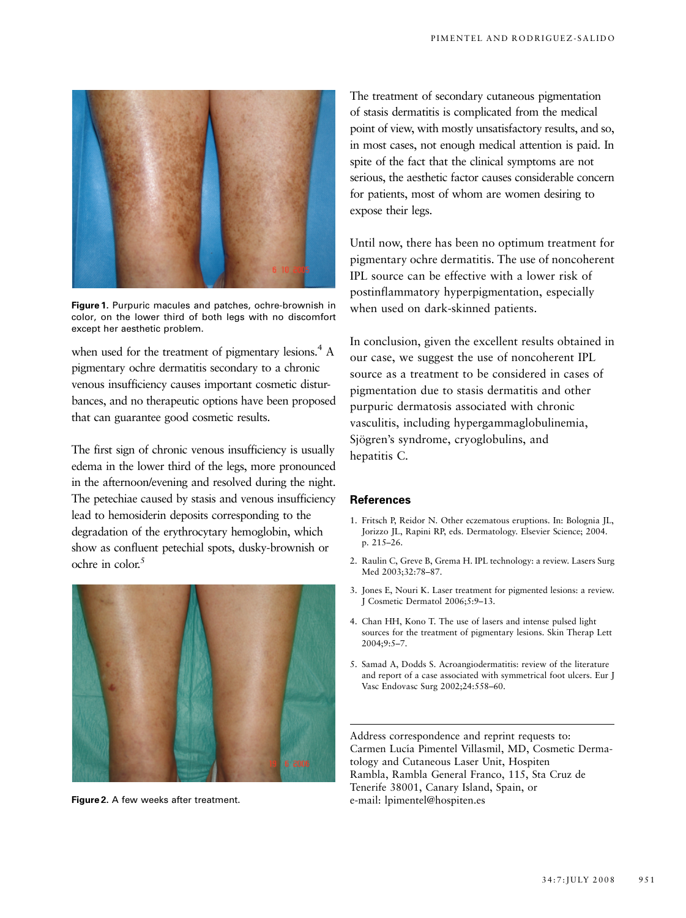Figure 1. Purpuric macules and patches, ochre-brownish in color, on the lower third of both legs with no discomfort except her aesthetic problem.

when used for the treatment of pigmentary lesions.[4] A pigmentary ochre dermatitis secondary to a chronic venous insufficiency causes important cosmetic disturbances, and no therapeutic options have been proposed that can guarantee good cosmetic results.

The first sign of chronic venous insufficiency is usually edema in the lower third of the legs, more pronounced in the afternoon/evening and resolved during the night. The petechiae caused by stasis and venous insufficiency lead to hemosiderin deposits corresponding to the degradation of the erythrocytary hemoglobin, which show as confluent petechial spots, dusky-brownish or ochre in color.[5]

Figure 2. A few weeks after treatment.

The treatment of secondary cutaneous pigmentation of stasis dermatitis is complicated from the medical point of view, with mostly unsatisfactory results, and so, in most cases, not enough medical attention is paid. In spite of the fact that the clinical symptoms are not serious, the aesthetic factor causes considerable concern for patients, most of whom are women desiring to expose their legs.

Until now, there has been no optimum treatment for pigmentary ochre dermatitis. The use of noncoherent IPL source can be effective with a lower risk of postinflammatory hyperpigmentation, especially when used on dark-skinned patients.

In conclusion, given the excellent results obtained in our case, we suggest the use of noncoherent IPL source as a treatment to be considered in cases of pigmentation due to stasis dermatitis and other purpuric dermatosis associated with chronic vasculitis, including hypergammaglobulinemia, Sjögren's syndrome, cryoglobulins, and hepatitis C.

## References

1. Fritsch P, Reidor N. Other eczematous eruptions. In: Bolognia JL, Jorizzo JL, Rapini RP, eds. Dermatology. Elsevier Science; 2004. p. 215–26.
2. Raulin C, Greve B, Grema H. IPL technology: a review. Lasers Surg Med 2003;32:78–87.
3. Jones E, Nouri K. Laser treatment for pigmented lesions: a review. J Cosmetic Dermatol 2006;5:9–13.
4. Chan HH, Kono T. The use of lasers and intense pulsed light sources for the treatment of pigmentary lesions. Skin Therap Lett 2004;9:5–7.
5. Samad A, Dodds S. Acroangiodermatitis: review of the literature and report of a case associated with symmetrical foot ulcers. Eur J Vasc Endovasc Surg 2002;24:558–60.

Address correspondence and reprint requests to: Carmen Lucía Pimentel Villasmil, MD, Cosmetic Dermatology and Cutaneous Laser Unit, Hospiten Rambla, Rambla General Franco, 115, Sta Cruz de Tenerife 38001, Canary Island, Spain, or e-mail: lpimentel@hospiten.es